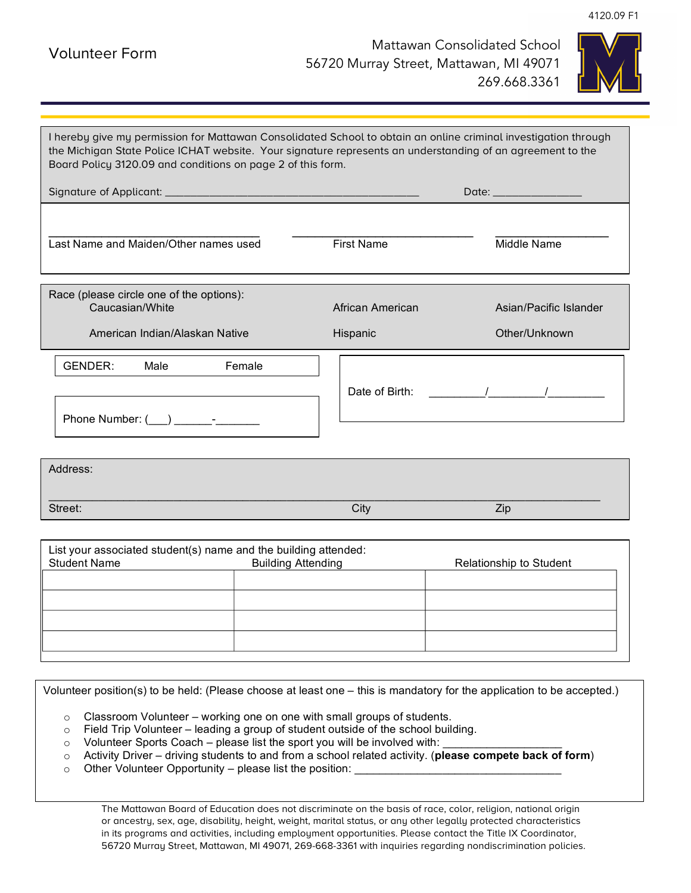4120.09 F1

# Volunteer Form

Mattawan Consolidated School
56720 Murray Street, Mattawan, MI 49071
269.668.3361

I hereby give my permission for Mattawan Consolidated School to obtain an online criminal investigation through the Michigan State Police ICHAT website. Your signature represents an understanding of an agreement to the Board Policy 3120.09 and conditions on page 2 of this form.

Signature of Applicant: ___________________________________________ Date: _______________

_________________________________ _____________________________ __________________
Last Name and Maiden/Other names used First Name Middle Name

Race (please circle one of the options):

Caucasian/White African American Asian/Pacific Islander

American Indian/Alaskan Native Hispanic Other/Unknown

GENDER: Male Female

Date of Birth: _________/_________/_________

Phone Number: (___) ______-_______

Address:

_____________________________________________________________________________________
Street: City Zip

List your associated student(s) name and the building attended:

| Student Name | Building Attending | Relationship to Student |
|---|---|---|
| | | |
| | | |
| | | |
| | | |

Volunteer position(s) to be held: (Please choose at least one – this is mandatory for the application to be accepted.)

- Classroom Volunteer – working one on one with small groups of students.
- Field Trip Volunteer – leading a group of student outside of the school building.
- Volunteer Sports Coach – please list the sport you will be involved with: ___________________
- Activity Driver – driving students to and from a school related activity. (**please compete back of form**)
- Other Volunteer Opportunity – please list the position: ___________________________________

The Mattawan Board of Education does not discriminate on the basis of race, color, religion, national origin or ancestry, sex, age, disability, height, weight, marital status, or any other legally protected characteristics in its programs and activities, including employment opportunities. Please contact the Title IX Coordinator, 56720 Murray Street, Mattawan, MI 49071, 269-668-3361 with inquiries regarding nondiscrimination policies.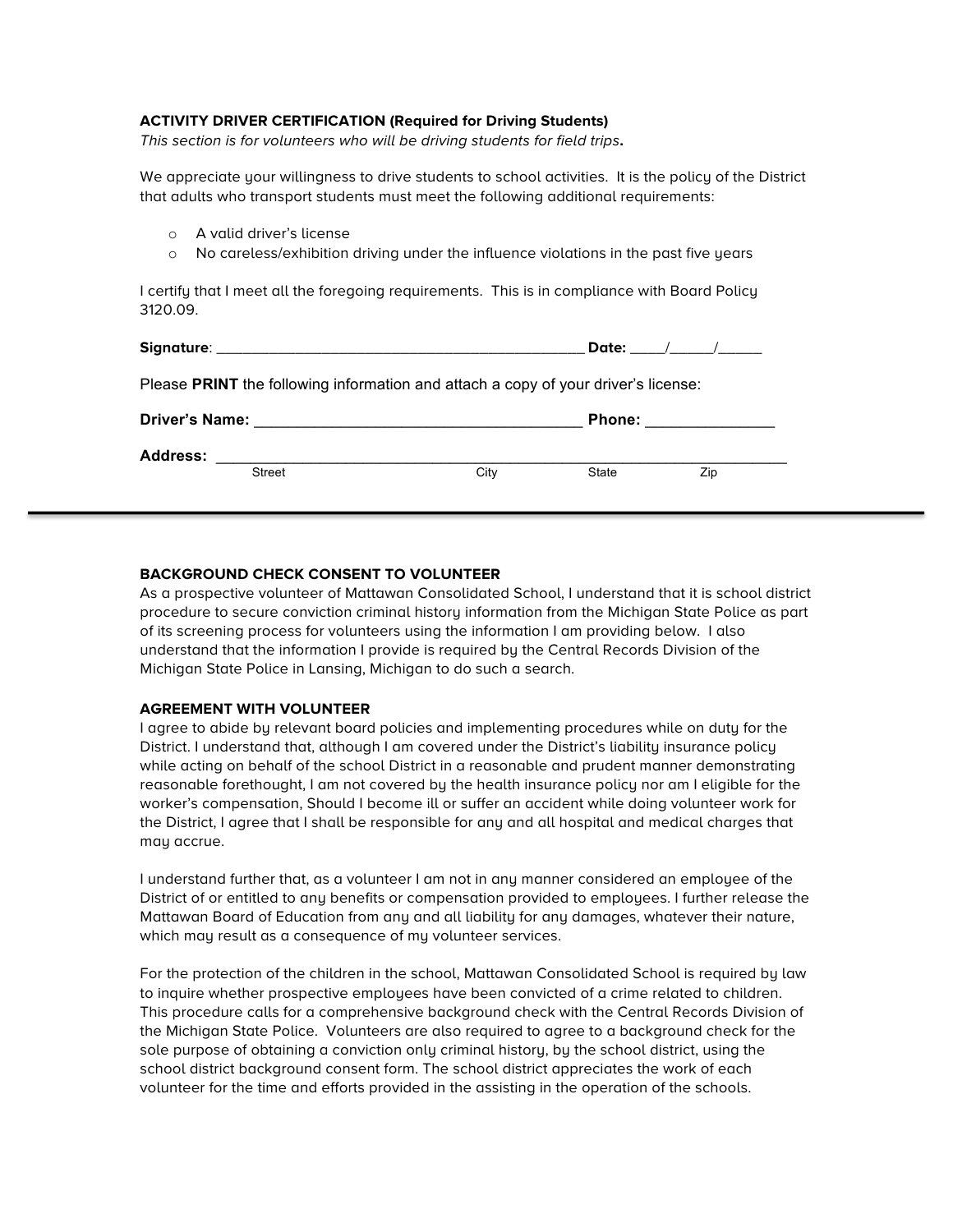**ACTIVITY DRIVER CERTIFICATION (Required for Driving Students)**
*This section is for volunteers who will be driving students for field trips***.**

We appreciate your willingness to drive students to school activities. It is the policy of the District that adults who transport students must meet the following additional requirements:

- A valid driver's license
- No careless/exhibition driving under the influence violations in the past five years

I certify that I meet all the foregoing requirements. This is in compliance with Board Policy 3120.09.

**Signature**: ____________________________________________ **Date:** ____/_____/_____

Please **PRINT** the following information and attach a copy of your driver's license:

**Driver's Name:** _______________________________________ **Phone:** _______________

**Address:** ______________________________________________________________________
Street City State Zip

---

**BACKGROUND CHECK CONSENT TO VOLUNTEER**
As a prospective volunteer of Mattawan Consolidated School, I understand that it is school district procedure to secure conviction criminal history information from the Michigan State Police as part of its screening process for volunteers using the information I am providing below. I also understand that the information I provide is required by the Central Records Division of the Michigan State Police in Lansing, Michigan to do such a search.

**AGREEMENT WITH VOLUNTEER**
I agree to abide by relevant board policies and implementing procedures while on duty for the District. I understand that, although I am covered under the District's liability insurance policy while acting on behalf of the school District in a reasonable and prudent manner demonstrating reasonable forethought, I am not covered by the health insurance policy nor am I eligible for the worker's compensation, Should I become ill or suffer an accident while doing volunteer work for the District, I agree that I shall be responsible for any and all hospital and medical charges that may accrue.

I understand further that, as a volunteer I am not in any manner considered an employee of the District of or entitled to any benefits or compensation provided to employees. I further release the Mattawan Board of Education from any and all liability for any damages, whatever their nature, which may result as a consequence of my volunteer services.

For the protection of the children in the school, Mattawan Consolidated School is required by law to inquire whether prospective employees have been convicted of a crime related to children. This procedure calls for a comprehensive background check with the Central Records Division of the Michigan State Police. Volunteers are also required to agree to a background check for the sole purpose of obtaining a conviction only criminal history, by the school district, using the school district background consent form. The school district appreciates the work of each volunteer for the time and efforts provided in the assisting in the operation of the schools.